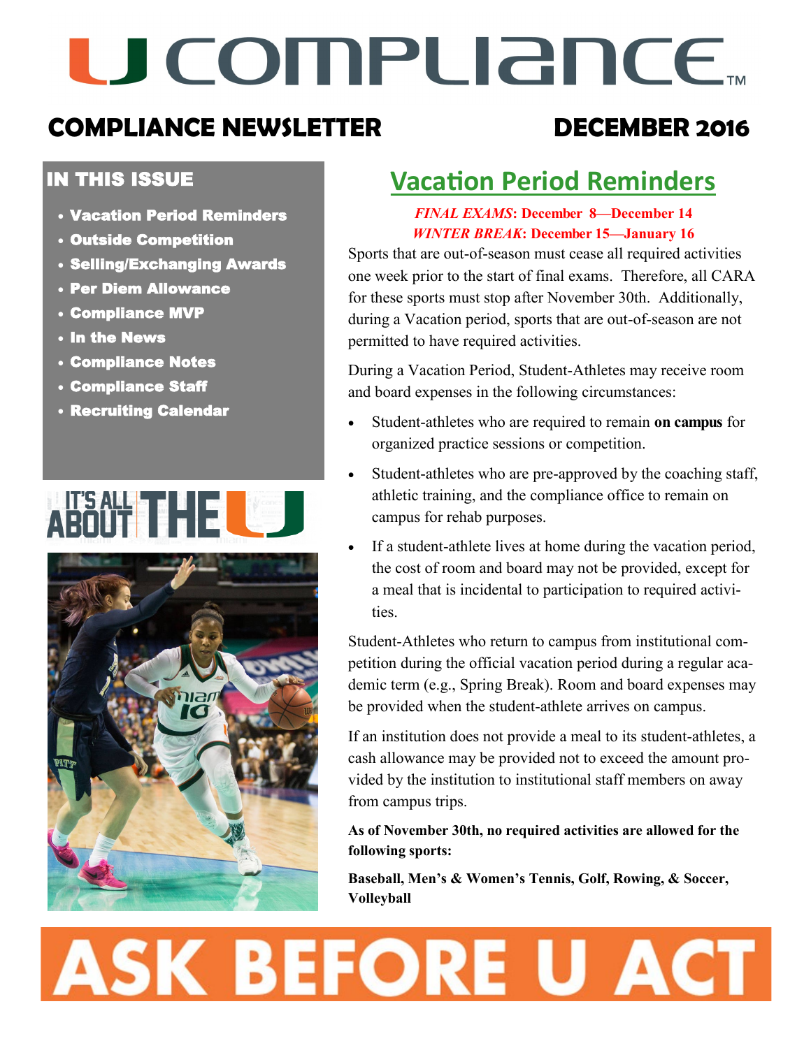# U COMPLIANCE

## COMPLIANCE NEWSLETTER — DECEMBER 2016

### IN THIS ISSUE

- Vacation Period Reminders
- Outside Competition
- Selling/Exchanging Awards
- Per Diem Allowance
- Compliance MVP
- In the News
- Compliance Notes
- Compliance Staff
- Recruiting Calendar

IT'S ALL ABOUT THE U

## Vacation Period Reminders

***FINAL EXAMS*: December 8—December 14**
***WINTER BREAK*: December 15—January 16**

Sports that are out-of-season must cease all required activities one week prior to the start of final exams. Therefore, all CARA for these sports must stop after November 30th. Additionally, during a Vacation period, sports that are out-of-season are not permitted to have required activities.

During a Vacation Period, Student-Athletes may receive room and board expenses in the following circumstances:

- Student-athletes who are required to remain **on campus** for organized practice sessions or competition.
- Student-athletes who are pre-approved by the coaching staff, athletic training, and the compliance office to remain on campus for rehab purposes.
- If a student-athlete lives at home during the vacation period, the cost of room and board may not be provided, except for a meal that is incidental to participation to required activities.

Student-Athletes who return to campus from institutional competition during the official vacation period during a regular academic term (e.g., Spring Break). Room and board expenses may be provided when the student-athlete arrives on campus.

If an institution does not provide a meal to its student-athletes, a cash allowance may be provided not to exceed the amount provided by the institution to institutional staff members on away from campus trips.

**As of November 30th, no required activities are allowed for the following sports:**

**Baseball, Men's & Women's Tennis, Golf, Rowing, & Soccer, Volleyball**

# ASK BEFORE U ACT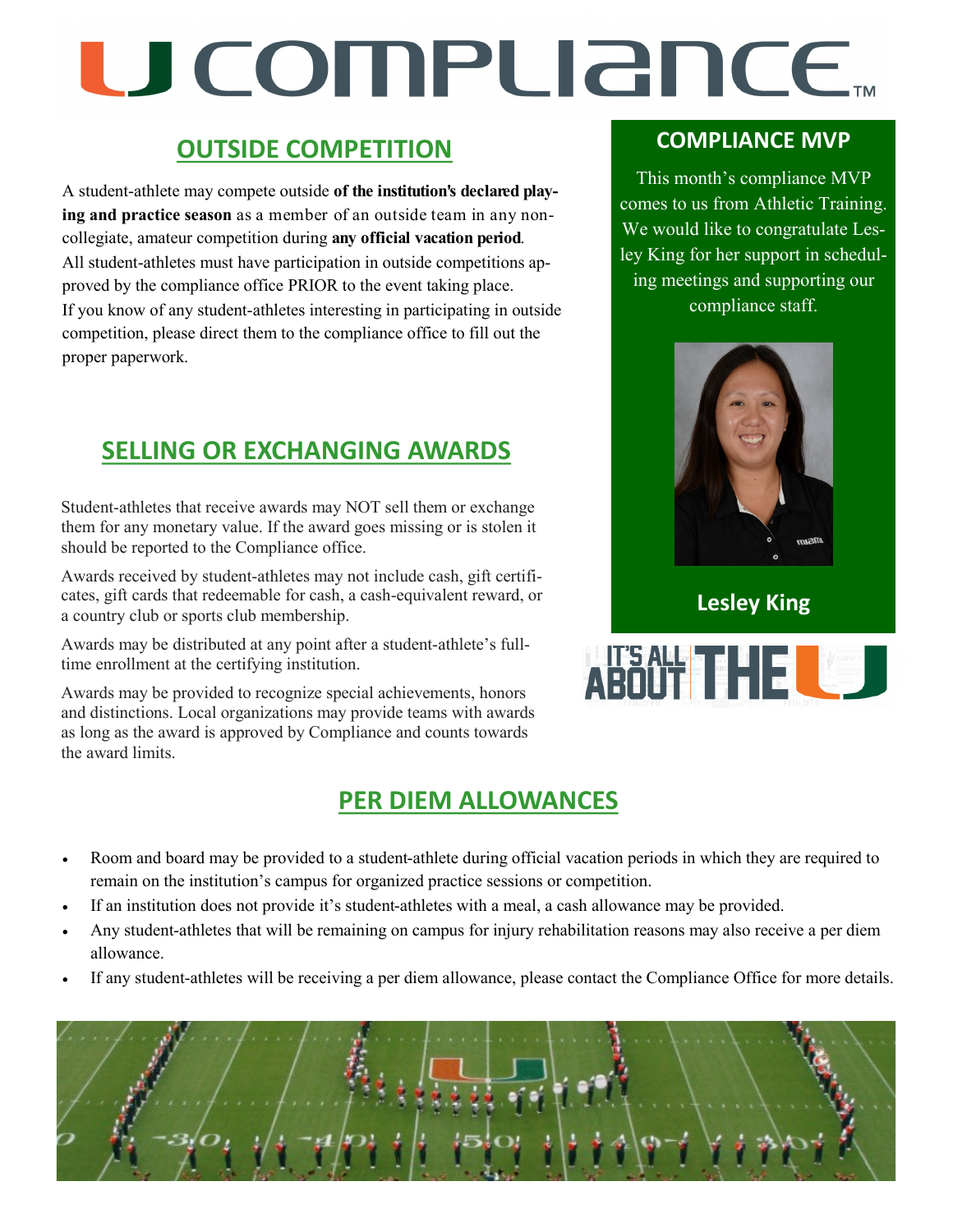# U COMPLIANCE™

## OUTSIDE COMPETITION

A student-athlete may compete outside **of the institution's declared playing and practice season** as a member of an outside team in any noncollegiate, amateur competition during **any official vacation period**. All student-athletes must have participation in outside competitions approved by the compliance office PRIOR to the event taking place. If you know of any student-athletes interesting in participating in outside competition, please direct them to the compliance office to fill out the proper paperwork.

## SELLING OR EXCHANGING AWARDS

Student-athletes that receive awards may NOT sell them or exchange them for any monetary value. If the award goes missing or is stolen it should be reported to the Compliance office.

Awards received by student-athletes may not include cash, gift certificates, gift cards that redeemable for cash, a cash-equivalent reward, or a country club or sports club membership.

Awards may be distributed at any point after a student-athlete's full-time enrollment at the certifying institution.

Awards may be provided to recognize special achievements, honors and distinctions. Local organizations may provide teams with awards as long as the award is approved by Compliance and counts towards the award limits.

## COMPLIANCE MVP

This month's compliance MVP comes to us from Athletic Training. We would like to congratulate Lesley King for her support in scheduling meetings and supporting our compliance staff.

**Lesley King**

IT'S ALL ABOUT THE U

## PER DIEM ALLOWANCES

- Room and board may be provided to a student-athlete during official vacation periods in which they are required to remain on the institution's campus for organized practice sessions or competition.
- If an institution does not provide it's student-athletes with a meal, a cash allowance may be provided.
- Any student-athletes that will be remaining on campus for injury rehabilitation reasons may also receive a per diem allowance.
- If any student-athletes will be receiving a per diem allowance, please contact the Compliance Office for more details.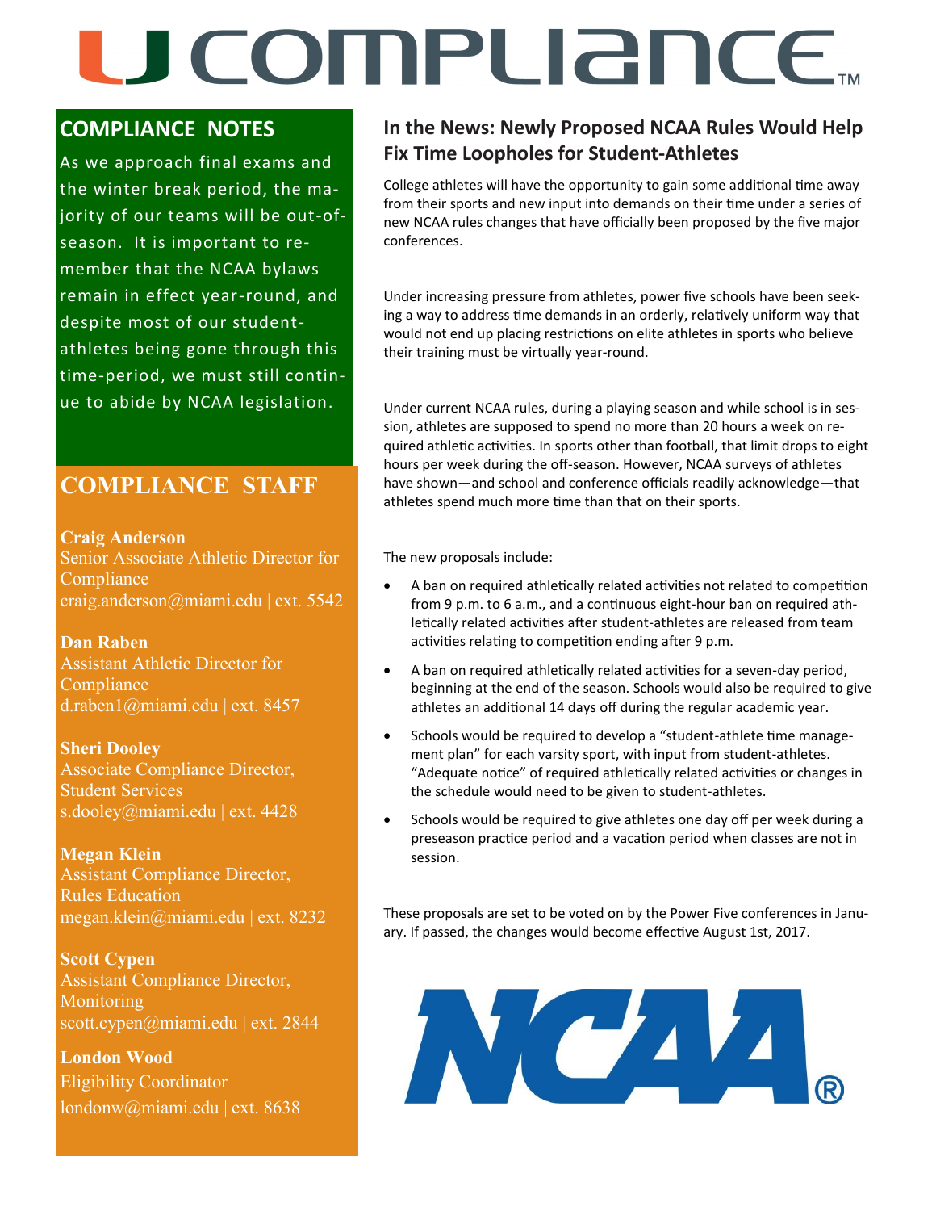# U COMPLIANCE™

## COMPLIANCE NOTES

As we approach final exams and the winter break period, the majority of our teams will be out-of-season. It is important to remember that the NCAA bylaws remain in effect year-round, and despite most of our student-athletes being gone through this time-period, we must still continue to abide by NCAA legislation.

## COMPLIANCE STAFF

**Craig Anderson**
Senior Associate Athletic Director for Compliance
craig.anderson@miami.edu | ext. 5542

**Dan Raben**
Assistant Athletic Director for Compliance
d.raben1@miami.edu | ext. 8457

**Sheri Dooley**
Associate Compliance Director, Student Services
s.dooley@miami.edu | ext. 4428

**Megan Klein**
Assistant Compliance Director, Rules Education
megan.klein@miami.edu | ext. 8232

**Scott Cypen**
Assistant Compliance Director, Monitoring
scott.cypen@miami.edu | ext. 2844

**London Wood**
Eligibility Coordinator
londonw@miami.edu | ext. 8638

## In the News: Newly Proposed NCAA Rules Would Help Fix Time Loopholes for Student-Athletes

College athletes will have the opportunity to gain some additional time away from their sports and new input into demands on their time under a series of new NCAA rules changes that have officially been proposed by the five major conferences.

Under increasing pressure from athletes, power five schools have been seeking a way to address time demands in an orderly, relatively uniform way that would not end up placing restrictions on elite athletes in sports who believe their training must be virtually year-round.

Under current NCAA rules, during a playing season and while school is in session, athletes are supposed to spend no more than 20 hours a week on required athletic activities. In sports other than football, that limit drops to eight hours per week during the off-season. However, NCAA surveys of athletes have shown—and school and conference officials readily acknowledge—that athletes spend much more time than that on their sports.

The new proposals include:

- A ban on required athletically related activities not related to competition from 9 p.m. to 6 a.m., and a continuous eight-hour ban on required athletically related activities after student-athletes are released from team activities relating to competition ending after 9 p.m.
- A ban on required athletically related activities for a seven-day period, beginning at the end of the season. Schools would also be required to give athletes an additional 14 days off during the regular academic year.
- Schools would be required to develop a "student-athlete time management plan" for each varsity sport, with input from student-athletes. "Adequate notice" of required athletically related activities or changes in the schedule would need to be given to student-athletes.
- Schools would be required to give athletes one day off per week during a preseason practice period and a vacation period when classes are not in session.

These proposals are set to be voted on by the Power Five conferences in January. If passed, the changes would become effective August 1st, 2017.

NCAA®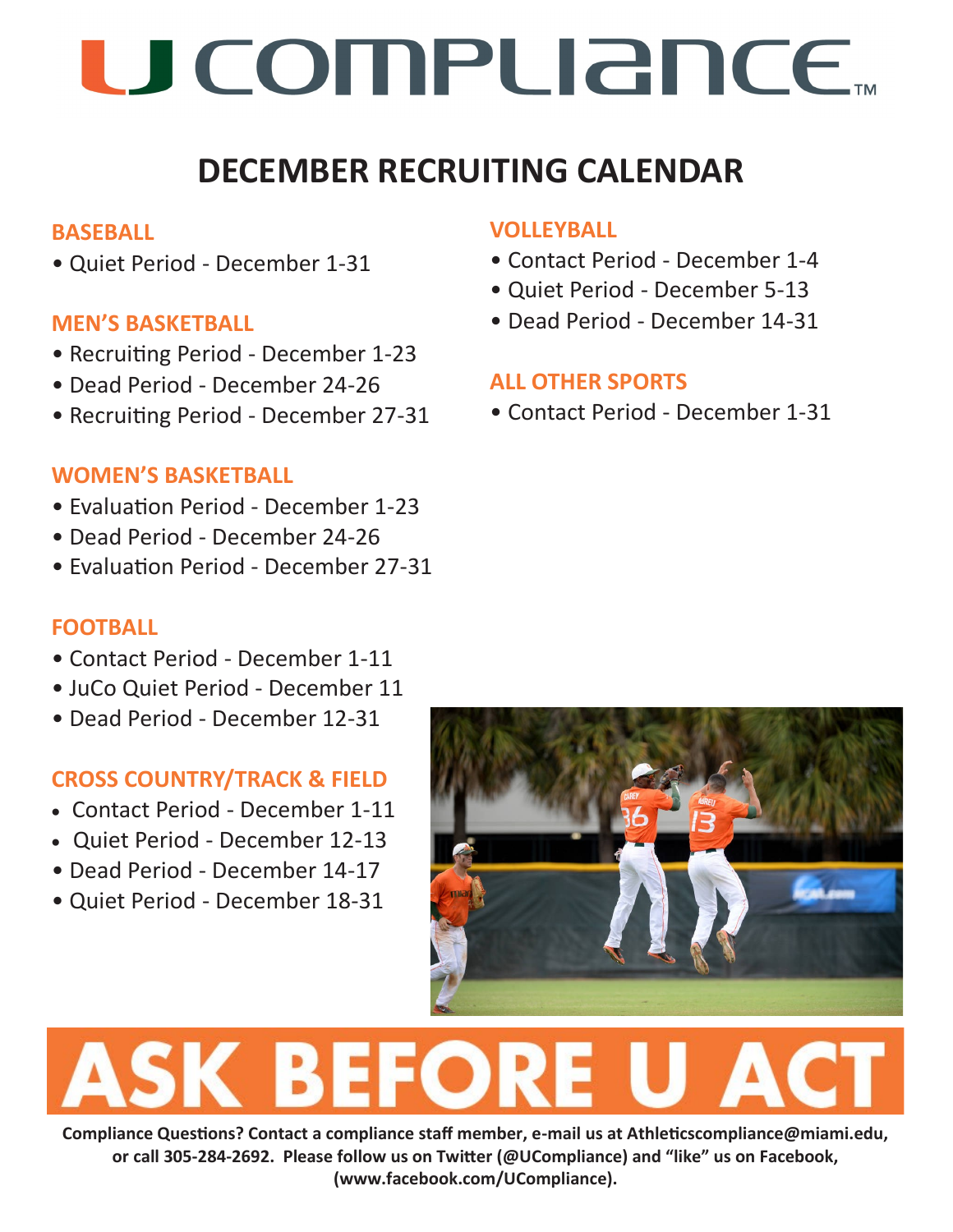# U COMPLIANCE™

## DECEMBER RECRUITING CALENDAR

### BASEBALL

- Quiet Period - December 1-31

### MEN'S BASKETBALL

- Recruiting Period - December 1-23
- Dead Period - December 24-26
- Recruiting Period - December 27-31

### WOMEN'S BASKETBALL

- Evaluation Period - December 1-23
- Dead Period - December 24-26
- Evaluation Period - December 27-31

### FOOTBALL

- Contact Period - December 1-11
- JuCo Quiet Period - December 11
- Dead Period - December 12-31

### CROSS COUNTRY/TRACK & FIELD

- Contact Period - December 1-11
- Quiet Period - December 12-13
- Dead Period - December 14-17
- Quiet Period - December 18-31

### VOLLEYBALL

- Contact Period - December 1-4
- Quiet Period - December 5-13
- Dead Period - December 14-31

### ALL OTHER SPORTS

- Contact Period - December 1-31

# ASK BEFORE U ACT

**Compliance Questions? Contact a compliance staff member, e-mail us at Athleticscompliance@miami.edu, or call 305-284-2692. Please follow us on Twitter (@UCompliance) and "like" us on Facebook, (www.facebook.com/UCompliance).**